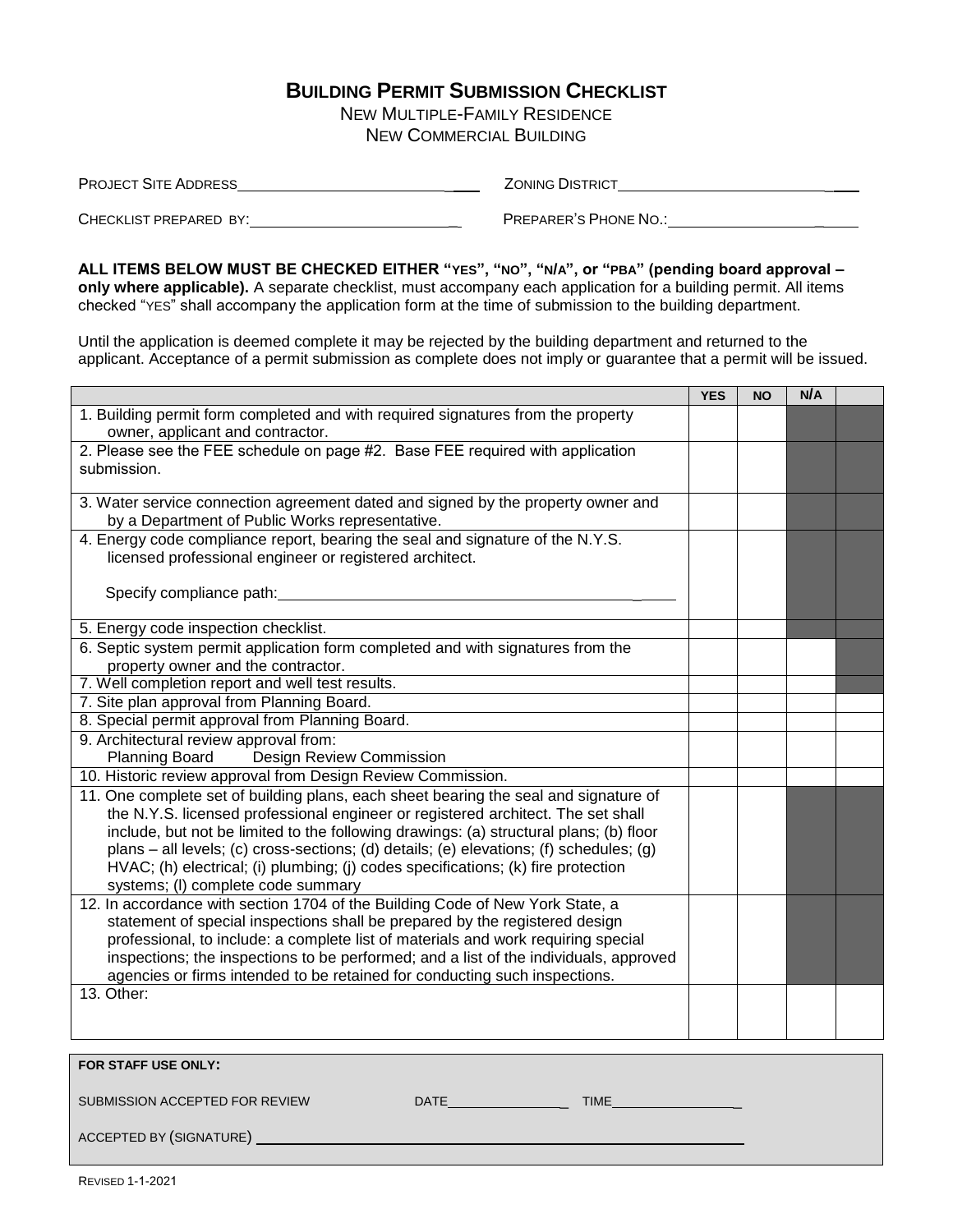# BUILDING PERMIT SUBMISSION CHECKLIST

NEW MULTIPLE-FAMILY RESIDENCE
NEW COMMERCIAL BUILDING

PROJECT SITE ADDRESS_______________________ ZONING DISTRICT_______________________

CHECKLIST PREPARED BY:_______________________ PREPARER'S PHONE NO.:_______________________

**ALL ITEMS BELOW MUST BE CHECKED EITHER "YES", "NO", "N/A", or "PBA" (pending board approval – only where applicable).** A separate checklist, must accompany each application for a building permit. All items checked "YES" shall accompany the application form at the time of submission to the building department.

Until the application is deemed complete it may be rejected by the building department and returned to the applicant. Acceptance of a permit submission as complete does not imply or guarantee that a permit will be issued.

| | YES | NO | N/A | |
|---|---|---|---|---|
| 1. Building permit form completed and with required signatures from the property owner, applicant and contractor. | | | | |
| 2. Please see the FEE schedule on page #2. Base FEE required with application submission. | | | | |
| 3. Water service connection agreement dated and signed by the property owner and by a Department of Public Works representative. | | | | |
| 4. Energy code compliance report, bearing the seal and signature of the N.Y.S. licensed professional engineer or registered architect.<br><br>Specify compliance path:_______________________ | | | | |
| 5. Energy code inspection checklist. | | | | |
| 6. Septic system permit application form completed and with signatures from the property owner and the contractor. | | | | |
| 7. Well completion report and well test results. | | | | |
| 7. Site plan approval from Planning Board. | | | | |
| 8. Special permit approval from Planning Board. | | | | |
| 9. Architectural review approval from:<br>Planning Board Design Review Commission | | | | |
| 10. Historic review approval from Design Review Commission. | | | | |
| 11. One complete set of building plans, each sheet bearing the seal and signature of the N.Y.S. licensed professional engineer or registered architect. The set shall include, but not be limited to the following drawings: (a) structural plans; (b) floor plans – all levels; (c) cross-sections; (d) details; (e) elevations; (f) schedules; (g) HVAC; (h) electrical; (i) plumbing; (j) codes specifications; (k) fire protection systems; (l) complete code summary | | | | |
| 12. In accordance with section 1704 of the Building Code of New York State, a statement of special inspections shall be prepared by the registered design professional, to include: a complete list of materials and work requiring special inspections; the inspections to be performed; and a list of the individuals, approved agencies or firms intended to be retained for conducting such inspections. | | | | |
| 13. Other: | | | | |

**FOR STAFF USE ONLY:**

SUBMISSION ACCEPTED FOR REVIEW DATE_______________ TIME_______________

ACCEPTED BY (SIGNATURE) _______________________________________________

REVISED 1-1-2021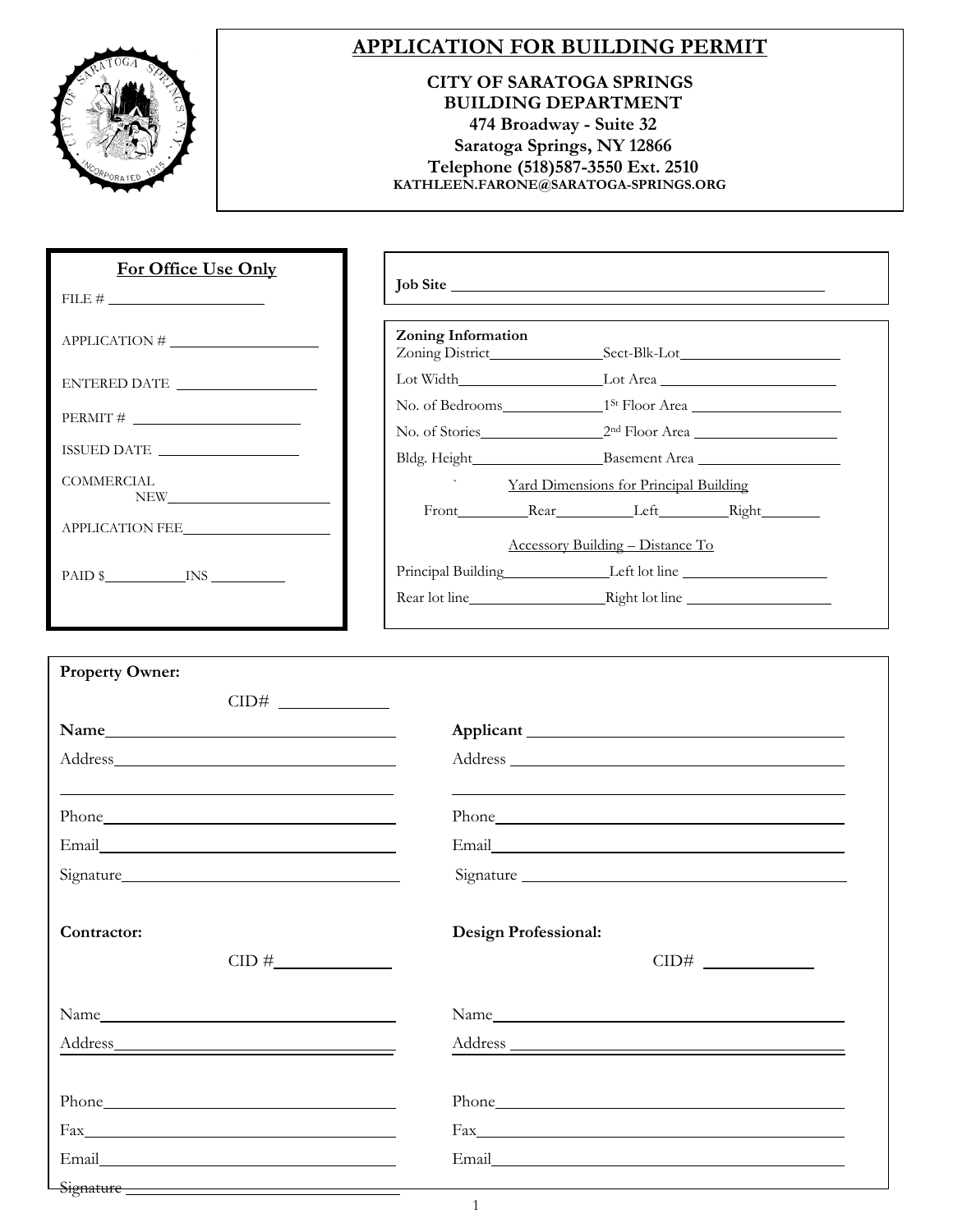# APPLICATION FOR BUILDING PERMIT

**CITY OF SARATOGA SPRINGS**
**BUILDING DEPARTMENT**
**474 Broadway - Suite 32**
**Saratoga Springs, NY 12866**
**Telephone (518)587-3550 Ext. 2510**
**KATHLEEN.FARONE@SARATOGA-SPRINGS.ORG**

**For Office Use Only**

FILE # ____________________

APPLICATION # ____________________

ENTERED DATE ____________________

PERMIT # ____________________

ISSUED DATE ____________________

COMMERCIAL
NEW ____________________

APPLICATION FEE ____________________

PAID $ ___________ INS __________

**Job Site** ______________________________________________

**Zoning Information**

Zoning District ______________ Sect-Blk-Lot ____________________

Lot Width ______________ Lot Area ____________________

No. of Bedrooms ______________ 1st Floor Area ____________________

No. of Stories ______________ 2nd Floor Area ____________________

Bldg. Height ______________ Basement Area ____________________

Yard Dimensions for Principal Building

Front _________ Rear _________ Left _________ Right _________

Accessory Building – Distance To

Principal Building ______________ Left lot line ____________________

Rear lot line ______________ Right lot line ____________________

**Property Owner:**

CID# ____________

**Name** ________________________________

Address ________________________________

________________________________

Phone ________________________________

Email ________________________________

Signature ________________________________

**Applicant** ________________________________

Address ________________________________

________________________________

Phone ________________________________

Email ________________________________

Signature ________________________________

**Contractor:**

CID # ____________

Name ________________________________

Address ________________________________

Phone ________________________________

Fax ________________________________

Email ________________________________

Signature ________________________________

**Design Professional:**

CID# ____________

Name ________________________________

Address ________________________________

Phone ________________________________

Fax ________________________________

Email ________________________________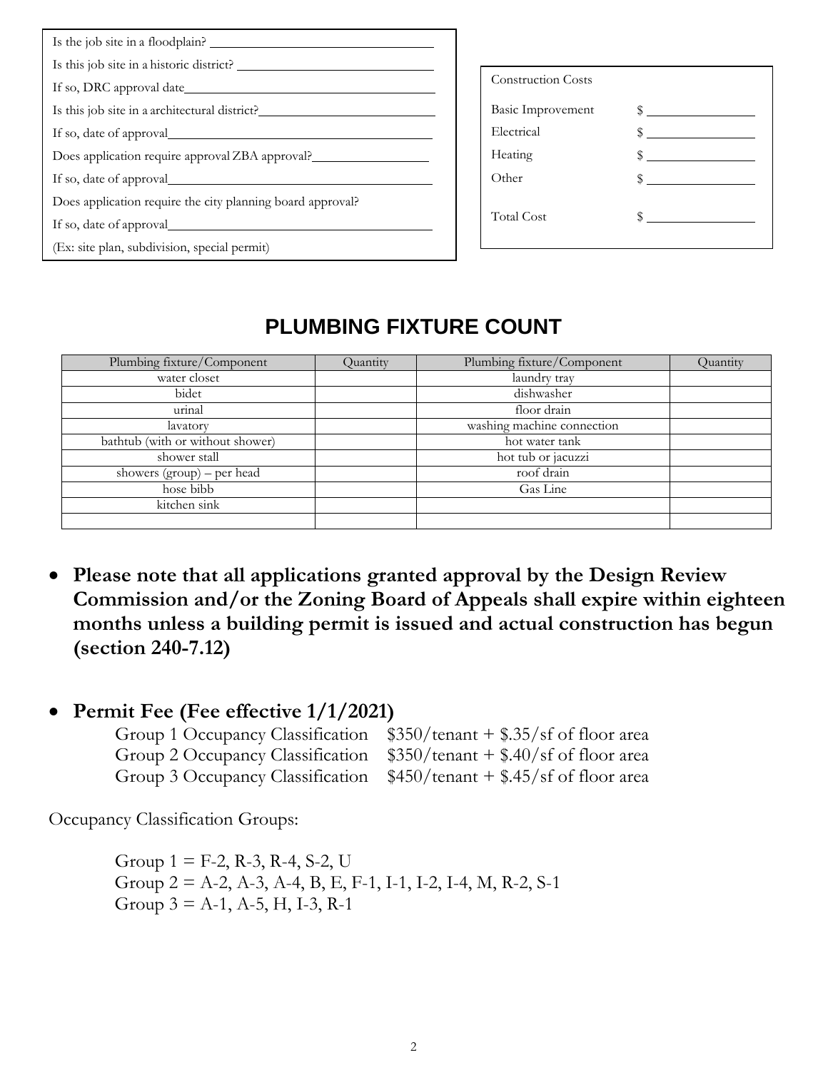Is the job site in a floodplain? ________________

Is this job site in a historic district? ________________

If so, DRC approval date________________

Is this job site in a architectural district?________________

If so, date of approval________________

Does application require approval ZBA approval?________________

If so, date of approval________________

Does application require the city planning board approval?

If so, date of approval________________

(Ex: site plan, subdivision, special permit)

| Construction Costs | |
|---|---|
| Basic Improvement | $ ________ |
| Electrical | $ ________ |
| Heating | $ ________ |
| Other | $ ________ |
| Total Cost | $ ________ |

## PLUMBING FIXTURE COUNT

| Plumbing fixture/Component | Quantity | Plumbing fixture/Component | Quantity |
|---|---|---|---|
| water closet | | laundry tray | |
| bidet | | dishwasher | |
| urinal | | floor drain | |
| lavatory | | washing machine connection | |
| bathtub (with or without shower) | | hot water tank | |
| shower stall | | hot tub or jacuzzi | |
| showers (group) – per head | | roof drain | |
| hose bibb | | Gas Line | |
| kitchen sink | | | |
| | | | |

- **Please note that all applications granted approval by the Design Review Commission and/or the Zoning Board of Appeals shall expire within eighteen months unless a building permit is issued and actual construction has begun (section 240-7.12)**

- **Permit Fee (Fee effective 1/1/2021)**

  Group 1 Occupancy Classification $350/tenant + $.35/sf of floor area
  Group 2 Occupancy Classification $350/tenant + $.40/sf of floor area
  Group 3 Occupancy Classification $450/tenant + $.45/sf of floor area

Occupancy Classification Groups:

Group 1 = F-2, R-3, R-4, S-2, U
Group 2 = A-2, A-3, A-4, B, E, F-1, I-1, I-2, I-4, M, R-2, S-1
Group 3 = A-1, A-5, H, I-3, R-1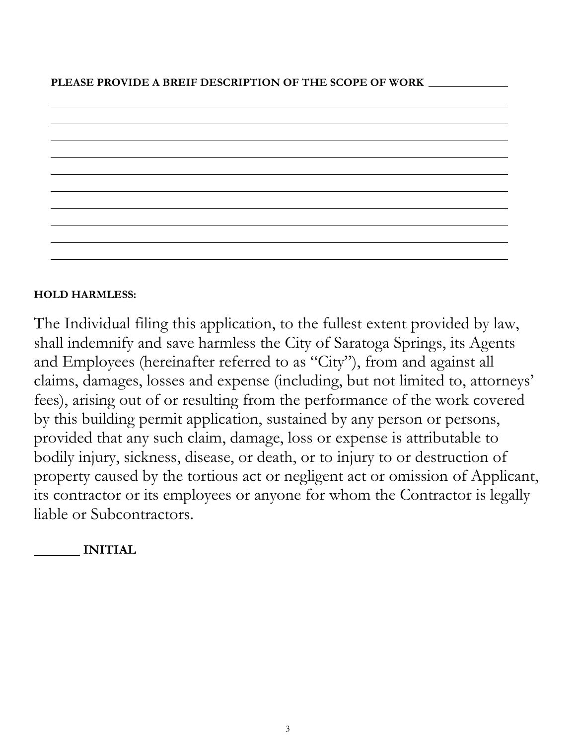**PLEASE PROVIDE A BREIF DESCRIPTION OF THE SCOPE OF WORK** ____________

______________________________________________________________________

______________________________________________________________________

______________________________________________________________________

______________________________________________________________________

______________________________________________________________________

______________________________________________________________________

______________________________________________________________________

______________________________________________________________________

______________________________________________________________________

**HOLD HARMLESS:**

The Individual filing this application, to the fullest extent provided by law, shall indemnify and save harmless the City of Saratoga Springs, its Agents and Employees (hereinafter referred to as "City"), from and against all claims, damages, losses and expense (including, but not limited to, attorneys' fees), arising out of or resulting from the performance of the work covered by this building permit application, sustained by any person or persons, provided that any such claim, damage, loss or expense is attributable to bodily injury, sickness, disease, or death, or to injury to or destruction of property caused by the tortious act or negligent act or omission of Applicant, its contractor or its employees or anyone for whom the Contractor is legally liable or Subcontractors.

_______ **INITIAL**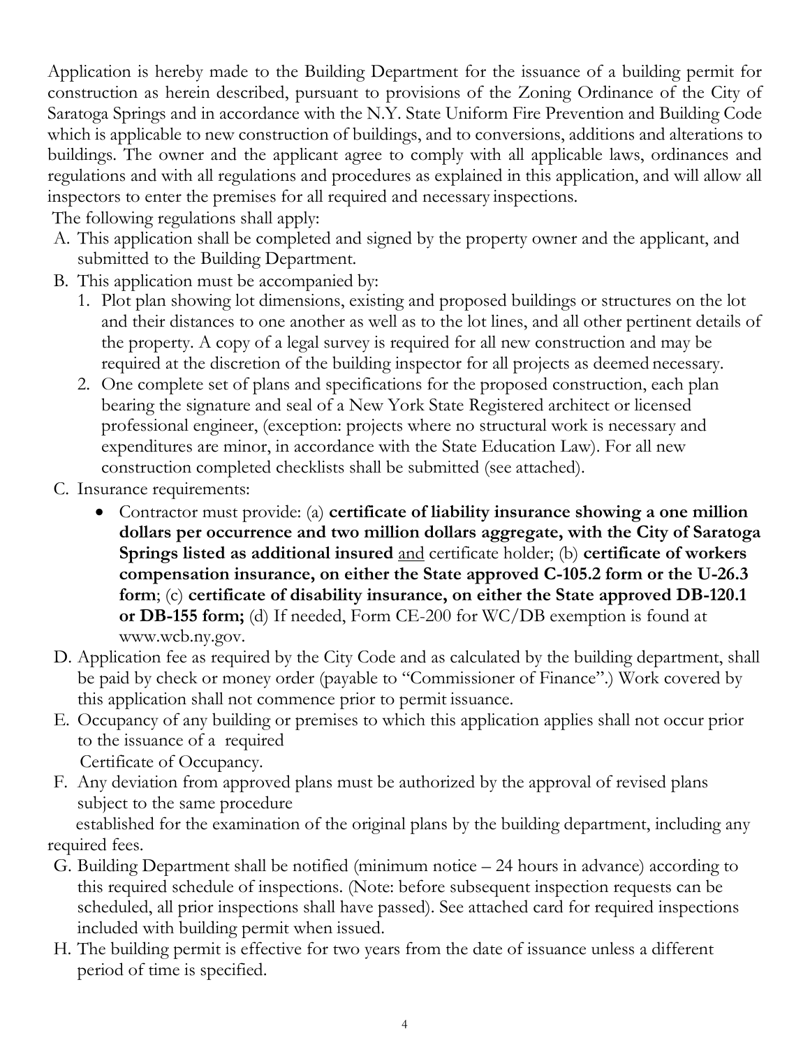Application is hereby made to the Building Department for the issuance of a building permit for construction as herein described, pursuant to provisions of the Zoning Ordinance of the City of Saratoga Springs and in accordance with the N.Y. State Uniform Fire Prevention and Building Code which is applicable to new construction of buildings, and to conversions, additions and alterations to buildings. The owner and the applicant agree to comply with all applicable laws, ordinances and regulations and with all regulations and procedures as explained in this application, and will allow all inspectors to enter the premises for all required and necessary inspections.

The following regulations shall apply:

A. This application shall be completed and signed by the property owner and the applicant, and submitted to the Building Department.

B. This application must be accompanied by:

   1. Plot plan showing lot dimensions, existing and proposed buildings or structures on the lot and their distances to one another as well as to the lot lines, and all other pertinent details of the property. A copy of a legal survey is required for all new construction and may be required at the discretion of the building inspector for all projects as deemed necessary.
   2. One complete set of plans and specifications for the proposed construction, each plan bearing the signature and seal of a New York State Registered architect or licensed professional engineer, (exception: projects where no structural work is necessary and expenditures are minor, in accordance with the State Education Law). For all new construction completed checklists shall be submitted (see attached).

C. Insurance requirements:

   - Contractor must provide: (a) **certificate of liability insurance showing a one million dollars per occurrence and two million dollars aggregate, with the City of Saratoga Springs listed as additional insured** <u>and</u> certificate holder; (b) **certificate of workers compensation insurance, on either the State approved C-105.2 form or the U-26.3 form**; (c) **certificate of disability insurance, on either the State approved DB-120.1 or DB-155 form;** (d) If needed, Form CE-200 for WC/DB exemption is found at www.wcb.ny.gov.

D. Application fee as required by the City Code and as calculated by the building department, shall be paid by check or money order (payable to "Commissioner of Finance".) Work covered by this application shall not commence prior to permit issuance.

E. Occupancy of any building or premises to which this application applies shall not occur prior to the issuance of a required Certificate of Occupancy.

F. Any deviation from approved plans must be authorized by the approval of revised plans subject to the same procedure established for the examination of the original plans by the building department, including any required fees.

G. Building Department shall be notified (minimum notice – 24 hours in advance) according to this required schedule of inspections. (Note: before subsequent inspection requests can be scheduled, all prior inspections shall have passed). See attached card for required inspections included with building permit when issued.

H. The building permit is effective for two years from the date of issuance unless a different period of time is specified.